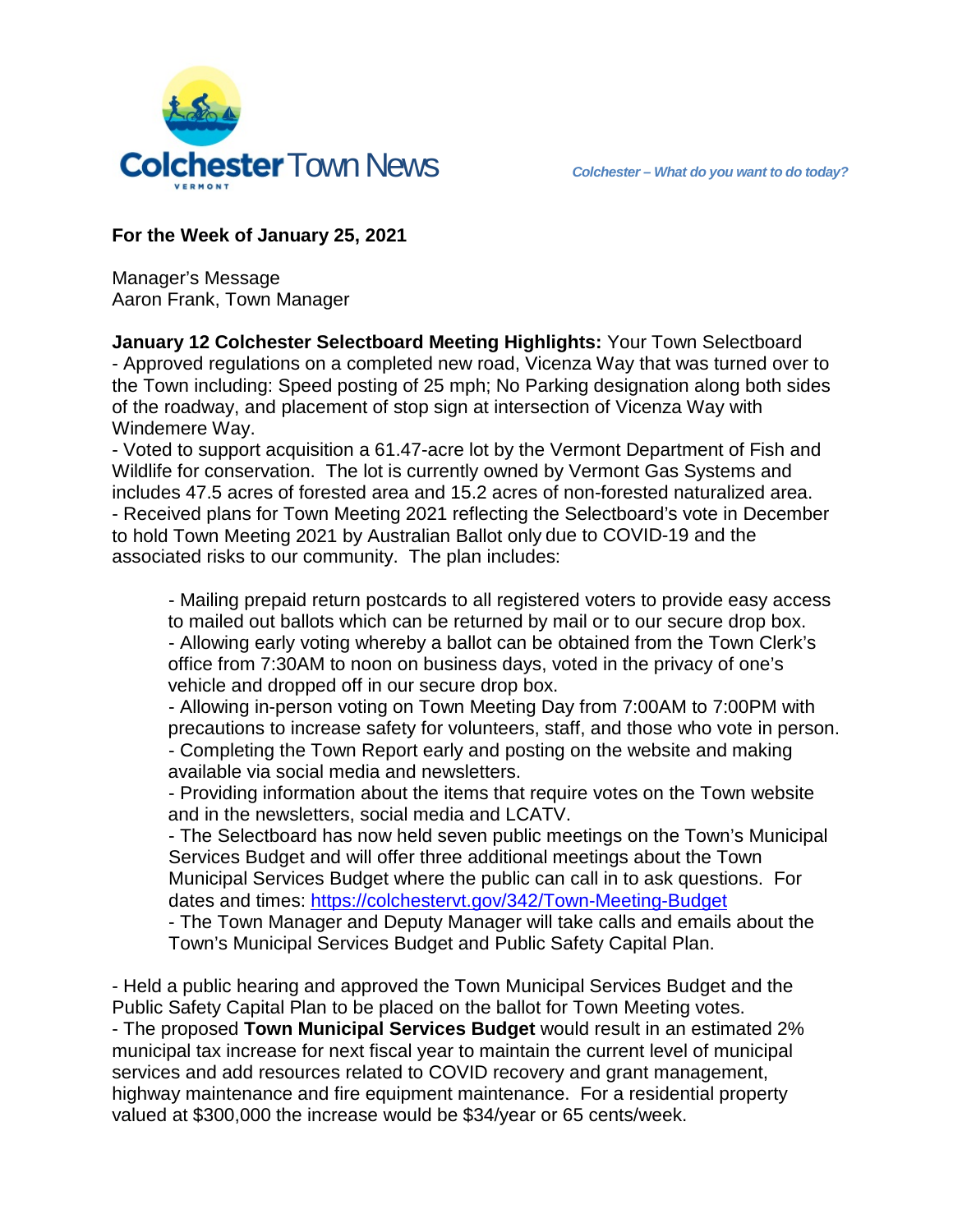# Colchester Town News

VERMONT

*Colchester – What do you want to do today?*

**For the Week of January 25, 2021**

Manager's Message
Aaron Frank, Town Manager

**January 12 Colchester Selectboard Meeting Highlights:** Your Town Selectboard
- Approved regulations on a completed new road, Vicenza Way that was turned over to the Town including: Speed posting of 25 mph; No Parking designation along both sides of the roadway, and placement of stop sign at intersection of Vicenza Way with Windemere Way.
- Voted to support acquisition a 61.47-acre lot by the Vermont Department of Fish and Wildlife for conservation. The lot is currently owned by Vermont Gas Systems and includes 47.5 acres of forested area and 15.2 acres of non-forested naturalized area.
- Received plans for Town Meeting 2021 reflecting the Selectboard's vote in December to hold Town Meeting 2021 by Australian Ballot only due to COVID-19 and the associated risks to our community. The plan includes:

  - Mailing prepaid return postcards to all registered voters to provide easy access to mailed out ballots which can be returned by mail or to our secure drop box.
  - Allowing early voting whereby a ballot can be obtained from the Town Clerk's office from 7:30AM to noon on business days, voted in the privacy of one's vehicle and dropped off in our secure drop box.
  - Allowing in-person voting on Town Meeting Day from 7:00AM to 7:00PM with precautions to increase safety for volunteers, staff, and those who vote in person.
  - Completing the Town Report early and posting on the website and making available via social media and newsletters.
  - Providing information about the items that require votes on the Town website and in the newsletters, social media and LCATV.
  - The Selectboard has now held seven public meetings on the Town's Municipal Services Budget and will offer three additional meetings about the Town Municipal Services Budget where the public can call in to ask questions. For dates and times: https://colchestervt.gov/342/Town-Meeting-Budget
  - The Town Manager and Deputy Manager will take calls and emails about the Town's Municipal Services Budget and Public Safety Capital Plan.

- Held a public hearing and approved the Town Municipal Services Budget and the Public Safety Capital Plan to be placed on the ballot for Town Meeting votes.
- The proposed **Town Municipal Services Budget** would result in an estimated 2% municipal tax increase for next fiscal year to maintain the current level of municipal services and add resources related to COVID recovery and grant management, highway maintenance and fire equipment maintenance. For a residential property valued at $300,000 the increase would be $34/year or 65 cents/week.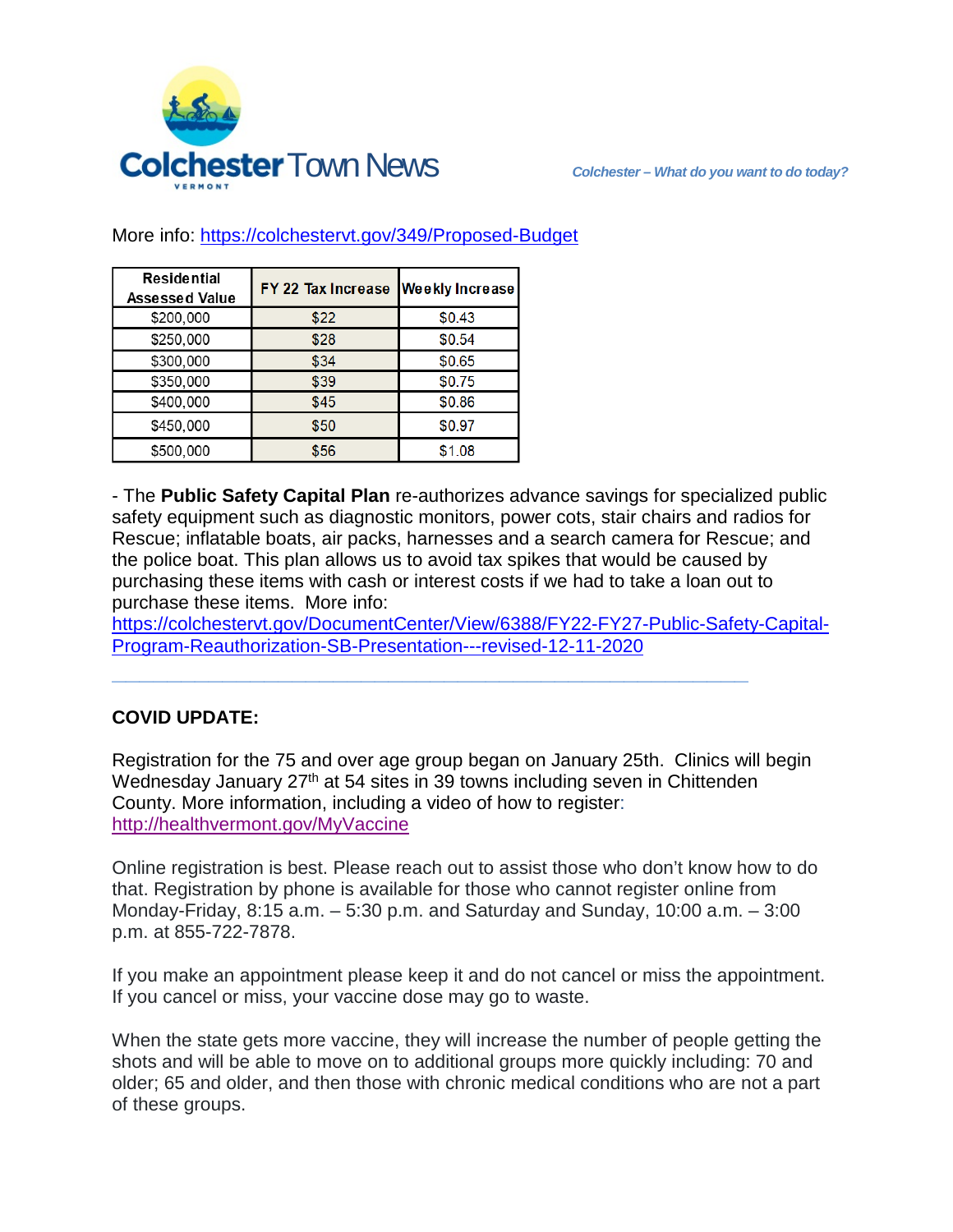More info: https://colchestervt.gov/349/Proposed-Budget

| Residential Assessed Value | FY 22 Tax Increase | Weekly Increase |
| --- | --- | --- |
| $200,000 | $22 | $0.43 |
| $250,000 | $28 | $0.54 |
| $300,000 | $34 | $0.65 |
| $350,000 | $39 | $0.75 |
| $400,000 | $45 | $0.86 |
| $450,000 | $50 | $0.97 |
| $500,000 | $56 | $1.08 |

- The **Public Safety Capital Plan** re-authorizes advance savings for specialized public safety equipment such as diagnostic monitors, power cots, stair chairs and radios for Rescue; inflatable boats, air packs, harnesses and a search camera for Rescue; and the police boat. This plan allows us to avoid tax spikes that would be caused by purchasing these items with cash or interest costs if we had to take a loan out to purchase these items. More info: https://colchestervt.gov/DocumentCenter/View/6388/FY22-FY27-Public-Safety-Capital-Program-Reauthorization-SB-Presentation---revised-12-11-2020

---

**COVID UPDATE:**

Registration for the 75 and over age group began on January 25th. Clinics will begin Wednesday January 27th at 54 sites in 39 towns including seven in Chittenden County. More information, including a video of how to register: http://healthvermont.gov/MyVaccine

Online registration is best. Please reach out to assist those who don't know how to do that. Registration by phone is available for those who cannot register online from Monday-Friday, 8:15 a.m. – 5:30 p.m. and Saturday and Sunday, 10:00 a.m. – 3:00 p.m. at 855-722-7878.

If you make an appointment please keep it and do not cancel or miss the appointment. If you cancel or miss, your vaccine dose may go to waste.

When the state gets more vaccine, they will increase the number of people getting the shots and will be able to move on to additional groups more quickly including: 70 and older; 65 and older, and then those with chronic medical conditions who are not a part of these groups.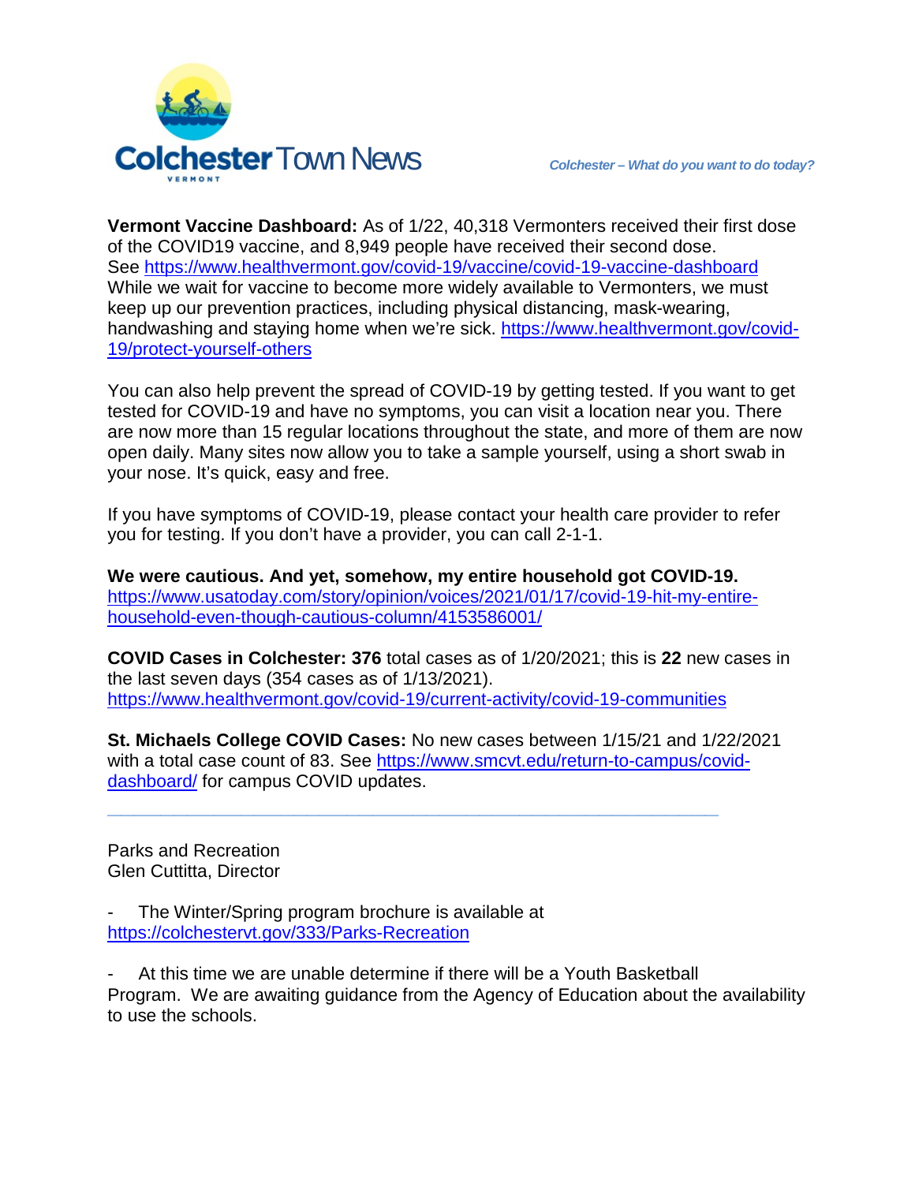**Vermont Vaccine Dashboard:** As of 1/22, 40,318 Vermonters received their first dose of the COVID19 vaccine, and 8,949 people have received their second dose. See https://www.healthvermont.gov/covid-19/vaccine/covid-19-vaccine-dashboard While we wait for vaccine to become more widely available to Vermonters, we must keep up our prevention practices, including physical distancing, mask-wearing, handwashing and staying home when we're sick. https://www.healthvermont.gov/covid-19/protect-yourself-others

You can also help prevent the spread of COVID-19 by getting tested. If you want to get tested for COVID-19 and have no symptoms, you can visit a location near you. There are now more than 15 regular locations throughout the state, and more of them are now open daily. Many sites now allow you to take a sample yourself, using a short swab in your nose. It's quick, easy and free.

If you have symptoms of COVID-19, please contact your health care provider to refer you for testing. If you don't have a provider, you can call 2-1-1.

**We were cautious. And yet, somehow, my entire household got COVID-19.**
https://www.usatoday.com/story/opinion/voices/2021/01/17/covid-19-hit-my-entire-household-even-though-cautious-column/4153586001/

**COVID Cases in Colchester: 376** total cases as of 1/20/2021; this is **22** new cases in the last seven days (354 cases as of 1/13/2021).
https://www.healthvermont.gov/covid-19/current-activity/covid-19-communities

**St. Michaels College COVID Cases:** No new cases between 1/15/21 and 1/22/2021 with a total case count of 83. See https://www.smcvt.edu/return-to-campus/covid-dashboard/ for campus COVID updates.

---

Parks and Recreation
Glen Cuttitta, Director

- The Winter/Spring program brochure is available at https://colchestervt.gov/333/Parks-Recreation

- At this time we are unable determine if there will be a Youth Basketball Program. We are awaiting guidance from the Agency of Education about the availability to use the schools.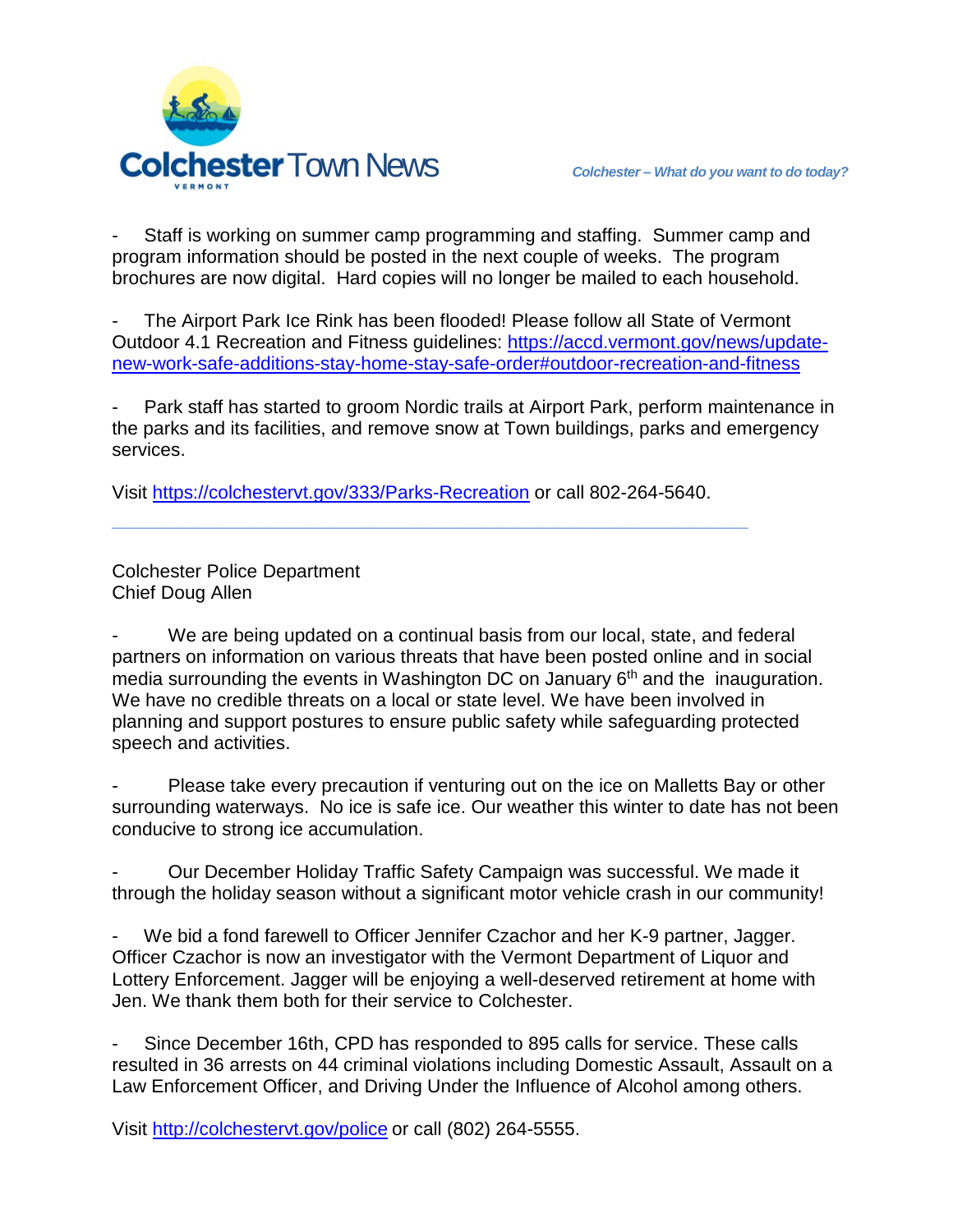- Staff is working on summer camp programming and staffing. Summer camp and program information should be posted in the next couple of weeks. The program brochures are now digital. Hard copies will no longer be mailed to each household.

- The Airport Park Ice Rink has been flooded! Please follow all State of Vermont Outdoor 4.1 Recreation and Fitness guidelines: https://accd.vermont.gov/news/update-new-work-safe-additions-stay-home-stay-safe-order#outdoor-recreation-and-fitness

- Park staff has started to groom Nordic trails at Airport Park, perform maintenance in the parks and its facilities, and remove snow at Town buildings, parks and emergency services.

Visit https://colchestervt.gov/333/Parks-Recreation or call 802-264-5640.

---

Colchester Police Department
Chief Doug Allen

- We are being updated on a continual basis from our local, state, and federal partners on information on various threats that have been posted online and in social media surrounding the events in Washington DC on January 6th and the inauguration. We have no credible threats on a local or state level. We have been involved in planning and support postures to ensure public safety while safeguarding protected speech and activities.

- Please take every precaution if venturing out on the ice on Malletts Bay or other surrounding waterways. No ice is safe ice. Our weather this winter to date has not been conducive to strong ice accumulation.

- Our December Holiday Traffic Safety Campaign was successful. We made it through the holiday season without a significant motor vehicle crash in our community!

- We bid a fond farewell to Officer Jennifer Czachor and her K-9 partner, Jagger. Officer Czachor is now an investigator with the Vermont Department of Liquor and Lottery Enforcement. Jagger will be enjoying a well-deserved retirement at home with Jen. We thank them both for their service to Colchester.

- Since December 16th, CPD has responded to 895 calls for service. These calls resulted in 36 arrests on 44 criminal violations including Domestic Assault, Assault on a Law Enforcement Officer, and Driving Under the Influence of Alcohol among others.

Visit http://colchestervt.gov/police or call (802) 264-5555.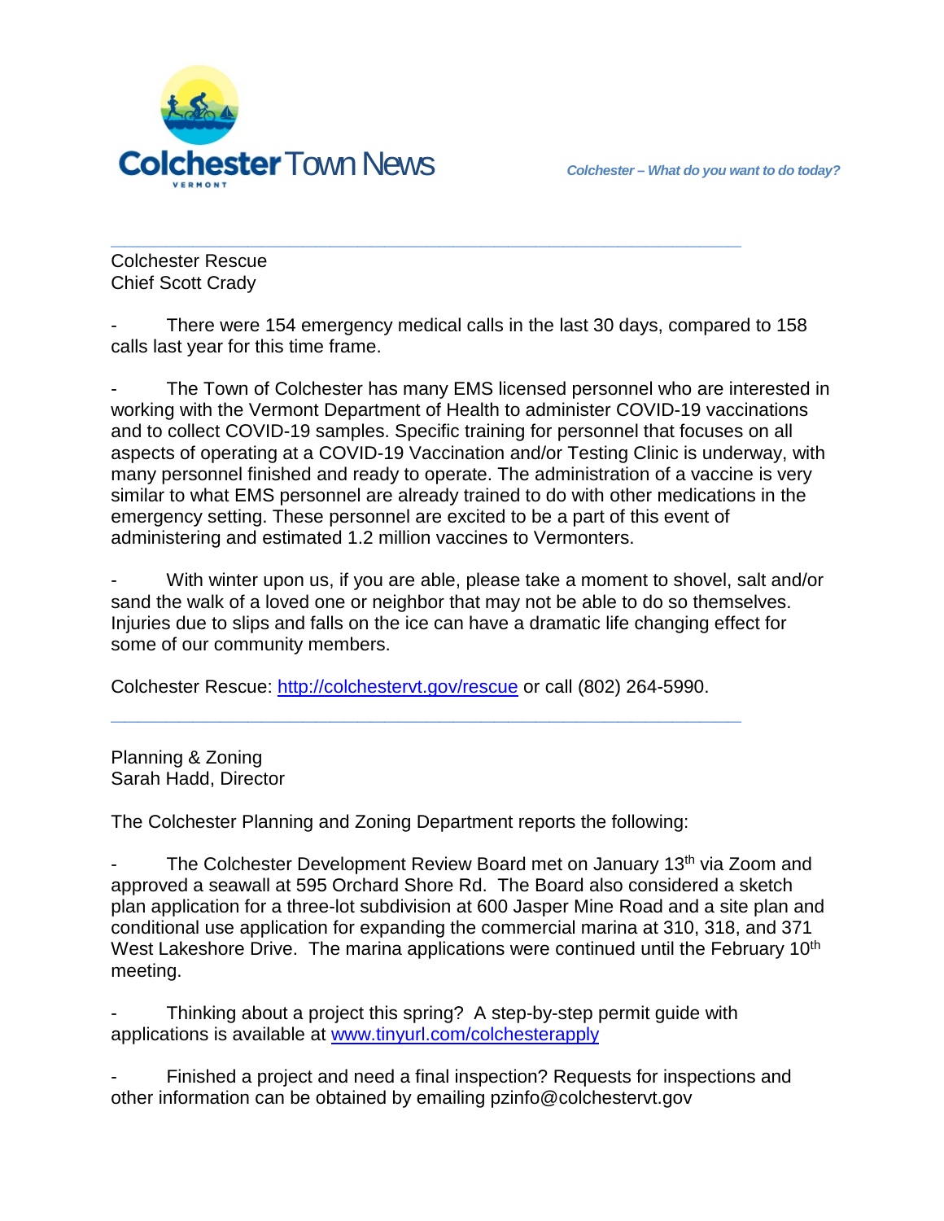Colchester Rescue
Chief Scott Crady

- There were 154 emergency medical calls in the last 30 days, compared to 158 calls last year for this time frame.

- The Town of Colchester has many EMS licensed personnel who are interested in working with the Vermont Department of Health to administer COVID-19 vaccinations and to collect COVID-19 samples. Specific training for personnel that focuses on all aspects of operating at a COVID-19 Vaccination and/or Testing Clinic is underway, with many personnel finished and ready to operate. The administration of a vaccine is very similar to what EMS personnel are already trained to do with other medications in the emergency setting. These personnel are excited to be a part of this event of administering and estimated 1.2 million vaccines to Vermonters.

- With winter upon us, if you are able, please take a moment to shovel, salt and/or sand the walk of a loved one or neighbor that may not be able to do so themselves. Injuries due to slips and falls on the ice can have a dramatic life changing effect for some of our community members.

Colchester Rescue: [http://colchestervt.gov/rescue](http://colchestervt.gov/rescue) or call (802) 264-5990.

---

Planning & Zoning
Sarah Hadd, Director

The Colchester Planning and Zoning Department reports the following:

- The Colchester Development Review Board met on January 13th via Zoom and approved a seawall at 595 Orchard Shore Rd. The Board also considered a sketch plan application for a three-lot subdivision at 600 Jasper Mine Road and a site plan and conditional use application for expanding the commercial marina at 310, 318, and 371 West Lakeshore Drive. The marina applications were continued until the February 10th meeting.

- Thinking about a project this spring? A step-by-step permit guide with applications is available at [www.tinyurl.com/colchesterapply](http://www.tinyurl.com/colchesterapply)

- Finished a project and need a final inspection? Requests for inspections and other information can be obtained by emailing pzinfo@colchestervt.gov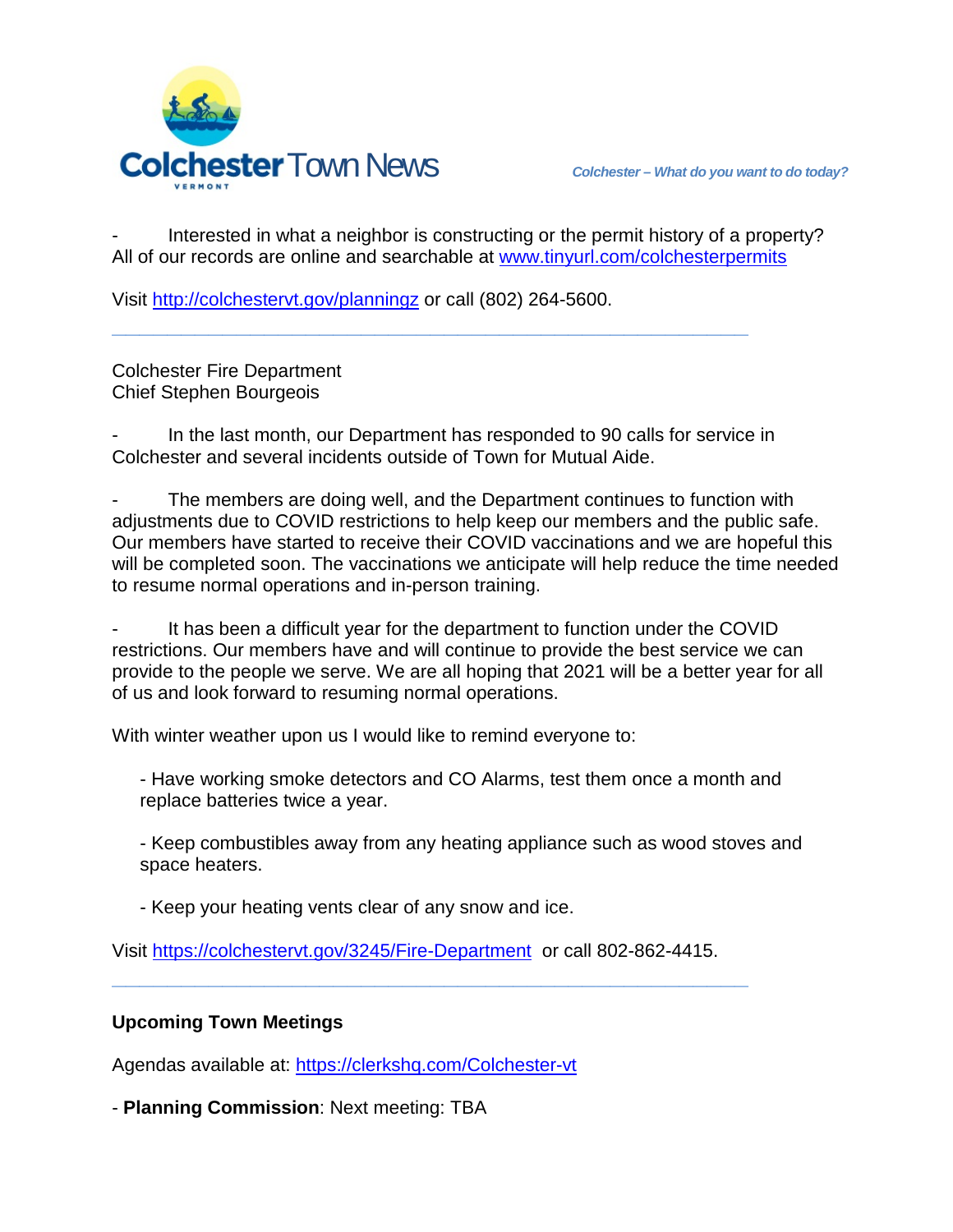- Interested in what a neighbor is constructing or the permit history of a property? All of our records are online and searchable at [www.tinyurl.com/colchesterpermits](www.tinyurl.com/colchesterpermits)

Visit [http://colchestervt.gov/planningz](http://colchestervt.gov/planningz) or call (802) 264-5600.

---

Colchester Fire Department
Chief Stephen Bourgeois

- In the last month, our Department has responded to 90 calls for service in Colchester and several incidents outside of Town for Mutual Aide.

- The members are doing well, and the Department continues to function with adjustments due to COVID restrictions to help keep our members and the public safe. Our members have started to receive their COVID vaccinations and we are hopeful this will be completed soon. The vaccinations we anticipate will help reduce the time needed to resume normal operations and in-person training.

- It has been a difficult year for the department to function under the COVID restrictions. Our members have and will continue to provide the best service we can provide to the people we serve. We are all hoping that 2021 will be a better year for all of us and look forward to resuming normal operations.

With winter weather upon us I would like to remind everyone to:

- Have working smoke detectors and CO Alarms, test them once a month and replace batteries twice a year.
- Keep combustibles away from any heating appliance such as wood stoves and space heaters.
- Keep your heating vents clear of any snow and ice.

Visit [https://colchestervt.gov/3245/Fire-Department](https://colchestervt.gov/3245/Fire-Department) or call 802-862-4415.

---

**Upcoming Town Meetings**

Agendas available at: [https://clerkshq.com/Colchester-vt](https://clerkshq.com/Colchester-vt)

- **Planning Commission**: Next meeting: TBA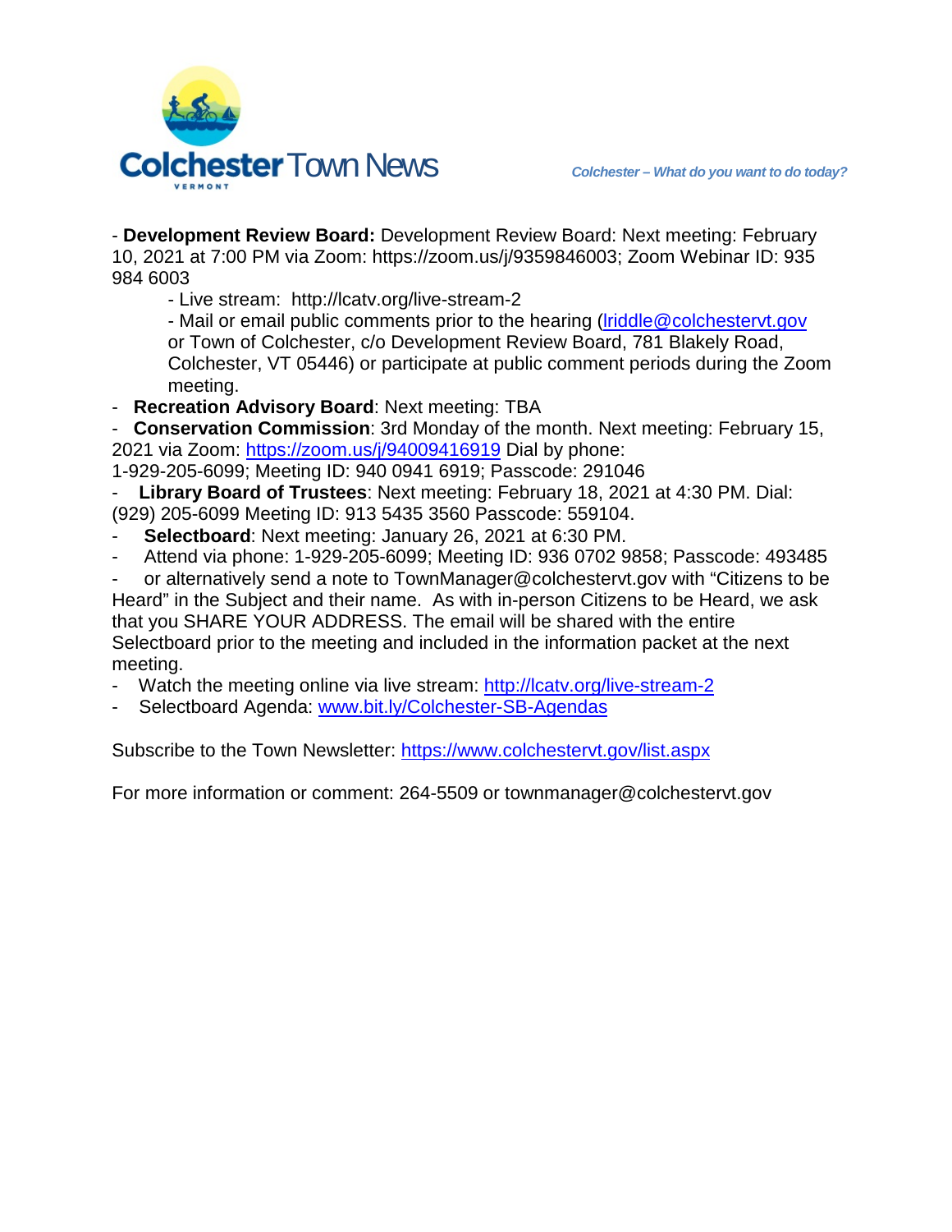- **Development Review Board:** Development Review Board: Next meeting: February 10, 2021 at 7:00 PM via Zoom: https://zoom.us/j/9359846003; Zoom Webinar ID: 935 984 6003
    - Live stream: http://lcatv.org/live-stream-2
    - Mail or email public comments prior to the hearing (lriddle@colchestervt.gov or Town of Colchester, c/o Development Review Board, 781 Blakely Road, Colchester, VT 05446) or participate at public comment periods during the Zoom meeting.
- **Recreation Advisory Board**: Next meeting: TBA
- **Conservation Commission**: 3rd Monday of the month. Next meeting: February 15, 2021 via Zoom: https://zoom.us/j/94009416919 Dial by phone: 1-929-205-6099; Meeting ID: 940 0941 6919; Passcode: 291046
- **Library Board of Trustees**: Next meeting: February 18, 2021 at 4:30 PM. Dial: (929) 205-6099 Meeting ID: 913 5435 3560 Passcode: 559104.
- **Selectboard**: Next meeting: January 26, 2021 at 6:30 PM.
- Attend via phone: 1-929-205-6099; Meeting ID: 936 0702 9858; Passcode: 493485
- or alternatively send a note to TownManager@colchestervt.gov with "Citizens to be Heard" in the Subject and their name. As with in-person Citizens to be Heard, we ask that you SHARE YOUR ADDRESS. The email will be shared with the entire Selectboard prior to the meeting and included in the information packet at the next meeting.
- Watch the meeting online via live stream: http://lcatv.org/live-stream-2
- Selectboard Agenda: www.bit.ly/Colchester-SB-Agendas

Subscribe to the Town Newsletter: https://www.colchestervt.gov/list.aspx

For more information or comment: 264-5509 or townmanager@colchestervt.gov